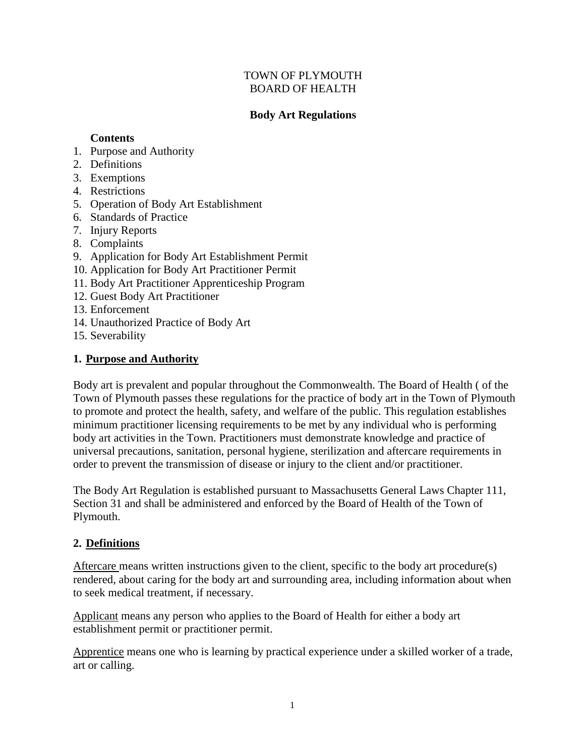TOWN OF PLYMOUTH
BOARD OF HEALTH

**Body Art Regulations**

**Contents**

1. Purpose and Authority
2. Definitions
3. Exemptions
4. Restrictions
5. Operation of Body Art Establishment
6. Standards of Practice
7. Injury Reports
8. Complaints
9. Application for Body Art Establishment Permit
10. Application for Body Art Practitioner Permit
11. Body Art Practitioner Apprenticeship Program
12. Guest Body Art Practitioner
13. Enforcement
14. Unauthorized Practice of Body Art
15. Severability

## 1. Purpose and Authority

Body art is prevalent and popular throughout the Commonwealth. The Board of Health ( of the Town of Plymouth passes these regulations for the practice of body art in the Town of Plymouth to promote and protect the health, safety, and welfare of the public. This regulation establishes minimum practitioner licensing requirements to be met by any individual who is performing body art activities in the Town. Practitioners must demonstrate knowledge and practice of universal precautions, sanitation, personal hygiene, sterilization and aftercare requirements in order to prevent the transmission of disease or injury to the client and/or practitioner.

The Body Art Regulation is established pursuant to Massachusetts General Laws Chapter 111, Section 31 and shall be administered and enforced by the Board of Health of the Town of Plymouth.

## 2. Definitions

Aftercare means written instructions given to the client, specific to the body art procedure(s) rendered, about caring for the body art and surrounding area, including information about when to seek medical treatment, if necessary.

Applicant means any person who applies to the Board of Health for either a body art establishment permit or practitioner permit.

Apprentice means one who is learning by practical experience under a skilled worker of a trade, art or calling.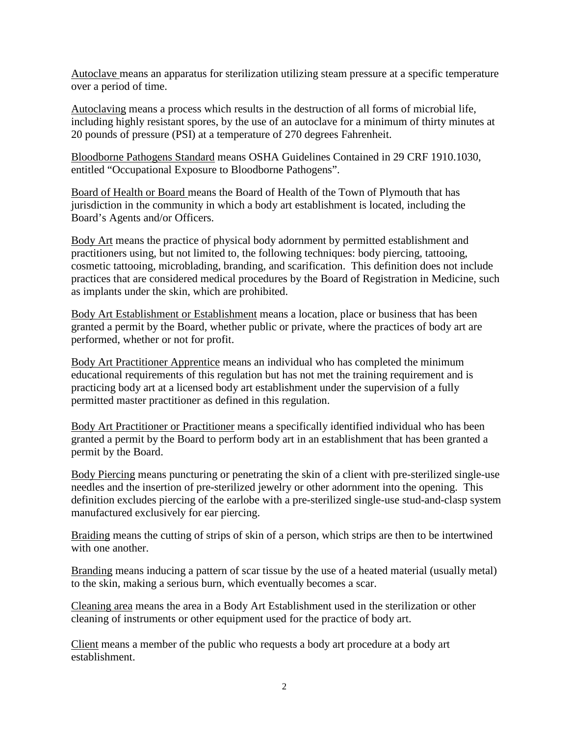Autoclave means an apparatus for sterilization utilizing steam pressure at a specific temperature over a period of time.

Autoclaving means a process which results in the destruction of all forms of microbial life, including highly resistant spores, by the use of an autoclave for a minimum of thirty minutes at 20 pounds of pressure (PSI) at a temperature of 270 degrees Fahrenheit.

Bloodborne Pathogens Standard means OSHA Guidelines Contained in 29 CRF 1910.1030, entitled "Occupational Exposure to Bloodborne Pathogens".

Board of Health or Board means the Board of Health of the Town of Plymouth that has jurisdiction in the community in which a body art establishment is located, including the Board's Agents and/or Officers.

Body Art means the practice of physical body adornment by permitted establishment and practitioners using, but not limited to, the following techniques: body piercing, tattooing, cosmetic tattooing, microblading, branding, and scarification. This definition does not include practices that are considered medical procedures by the Board of Registration in Medicine, such as implants under the skin, which are prohibited.

Body Art Establishment or Establishment means a location, place or business that has been granted a permit by the Board, whether public or private, where the practices of body art are performed, whether or not for profit.

Body Art Practitioner Apprentice means an individual who has completed the minimum educational requirements of this regulation but has not met the training requirement and is practicing body art at a licensed body art establishment under the supervision of a fully permitted master practitioner as defined in this regulation.

Body Art Practitioner or Practitioner means a specifically identified individual who has been granted a permit by the Board to perform body art in an establishment that has been granted a permit by the Board.

Body Piercing means puncturing or penetrating the skin of a client with pre-sterilized single-use needles and the insertion of pre-sterilized jewelry or other adornment into the opening. This definition excludes piercing of the earlobe with a pre-sterilized single-use stud-and-clasp system manufactured exclusively for ear piercing.

Braiding means the cutting of strips of skin of a person, which strips are then to be intertwined with one another.

Branding means inducing a pattern of scar tissue by the use of a heated material (usually metal) to the skin, making a serious burn, which eventually becomes a scar.

Cleaning area means the area in a Body Art Establishment used in the sterilization or other cleaning of instruments or other equipment used for the practice of body art.

Client means a member of the public who requests a body art procedure at a body art establishment.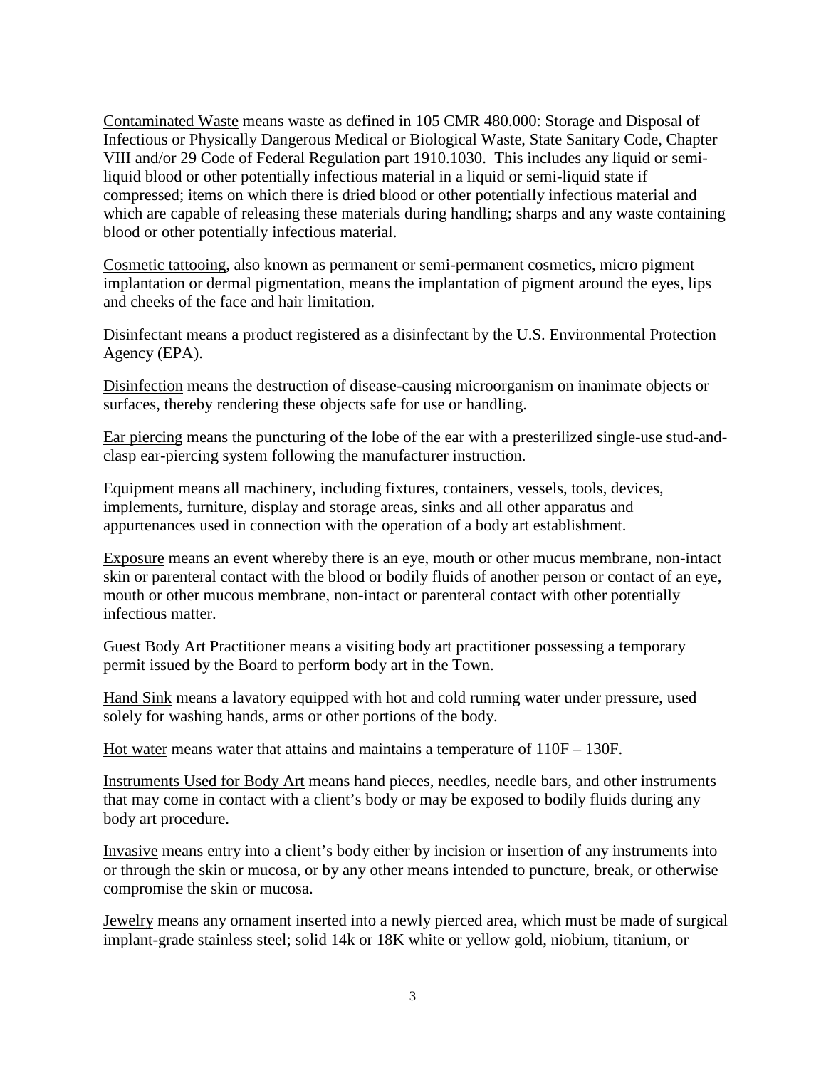Contaminated Waste means waste as defined in 105 CMR 480.000: Storage and Disposal of Infectious or Physically Dangerous Medical or Biological Waste, State Sanitary Code, Chapter VIII and/or 29 Code of Federal Regulation part 1910.1030. This includes any liquid or semi-liquid blood or other potentially infectious material in a liquid or semi-liquid state if compressed; items on which there is dried blood or other potentially infectious material and which are capable of releasing these materials during handling; sharps and any waste containing blood or other potentially infectious material.

Cosmetic tattooing, also known as permanent or semi-permanent cosmetics, micro pigment implantation or dermal pigmentation, means the implantation of pigment around the eyes, lips and cheeks of the face and hair limitation.

Disinfectant means a product registered as a disinfectant by the U.S. Environmental Protection Agency (EPA).

Disinfection means the destruction of disease-causing microorganism on inanimate objects or surfaces, thereby rendering these objects safe for use or handling.

Ear piercing means the puncturing of the lobe of the ear with a presterilized single-use stud-and-clasp ear-piercing system following the manufacturer instruction.

Equipment means all machinery, including fixtures, containers, vessels, tools, devices, implements, furniture, display and storage areas, sinks and all other apparatus and appurtenances used in connection with the operation of a body art establishment.

Exposure means an event whereby there is an eye, mouth or other mucus membrane, non-intact skin or parenteral contact with the blood or bodily fluids of another person or contact of an eye, mouth or other mucous membrane, non-intact or parenteral contact with other potentially infectious matter.

Guest Body Art Practitioner means a visiting body art practitioner possessing a temporary permit issued by the Board to perform body art in the Town.

Hand Sink means a lavatory equipped with hot and cold running water under pressure, used solely for washing hands, arms or other portions of the body.

Hot water means water that attains and maintains a temperature of 110F – 130F.

Instruments Used for Body Art means hand pieces, needles, needle bars, and other instruments that may come in contact with a client's body or may be exposed to bodily fluids during any body art procedure.

Invasive means entry into a client's body either by incision or insertion of any instruments into or through the skin or mucosa, or by any other means intended to puncture, break, or otherwise compromise the skin or mucosa.

Jewelry means any ornament inserted into a newly pierced area, which must be made of surgical implant-grade stainless steel; solid 14k or 18K white or yellow gold, niobium, titanium, or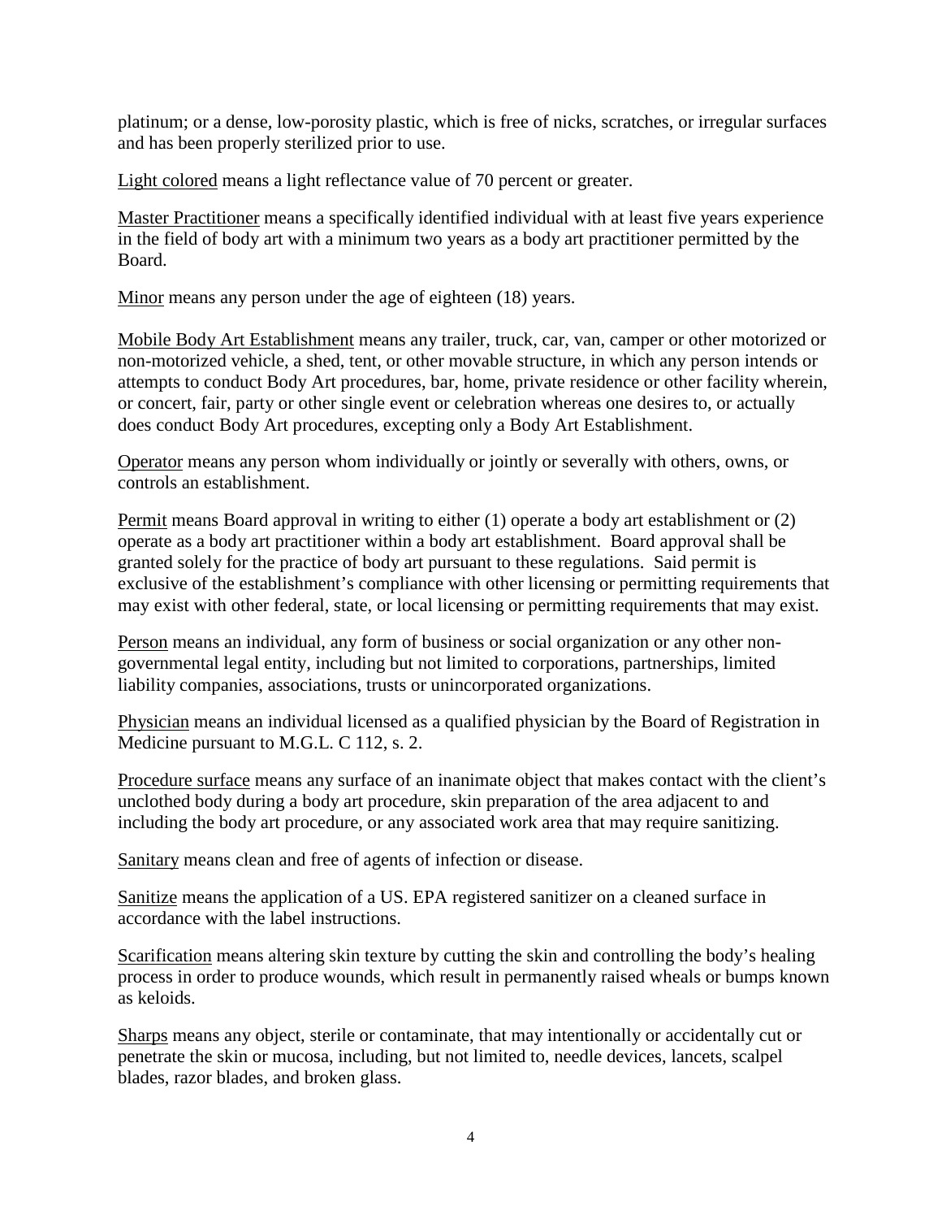platinum; or a dense, low-porosity plastic, which is free of nicks, scratches, or irregular surfaces and has been properly sterilized prior to use.

<u>Light colored</u> means a light reflectance value of 70 percent or greater.

<u>Master Practitioner</u> means a specifically identified individual with at least five years experience in the field of body art with a minimum two years as a body art practitioner permitted by the Board.

<u>Minor</u> means any person under the age of eighteen (18) years.

<u>Mobile Body Art Establishment</u> means any trailer, truck, car, van, camper or other motorized or non-motorized vehicle, a shed, tent, or other movable structure, in which any person intends or attempts to conduct Body Art procedures, bar, home, private residence or other facility wherein, or concert, fair, party or other single event or celebration whereas one desires to, or actually does conduct Body Art procedures, excepting only a Body Art Establishment.

<u>Operator</u> means any person whom individually or jointly or severally with others, owns, or controls an establishment.

<u>Permit</u> means Board approval in writing to either (1) operate a body art establishment or (2) operate as a body art practitioner within a body art establishment. Board approval shall be granted solely for the practice of body art pursuant to these regulations. Said permit is exclusive of the establishment's compliance with other licensing or permitting requirements that may exist with other federal, state, or local licensing or permitting requirements that may exist.

<u>Person</u> means an individual, any form of business or social organization or any other non-governmental legal entity, including but not limited to corporations, partnerships, limited liability companies, associations, trusts or unincorporated organizations.

<u>Physician</u> means an individual licensed as a qualified physician by the Board of Registration in Medicine pursuant to M.G.L. C 112, s. 2.

<u>Procedure surface</u> means any surface of an inanimate object that makes contact with the client's unclothed body during a body art procedure, skin preparation of the area adjacent to and including the body art procedure, or any associated work area that may require sanitizing.

<u>Sanitary</u> means clean and free of agents of infection or disease.

<u>Sanitize</u> means the application of a US. EPA registered sanitizer on a cleaned surface in accordance with the label instructions.

<u>Scarification</u> means altering skin texture by cutting the skin and controlling the body's healing process in order to produce wounds, which result in permanently raised wheals or bumps known as keloids.

<u>Sharps</u> means any object, sterile or contaminate, that may intentionally or accidentally cut or penetrate the skin or mucosa, including, but not limited to, needle devices, lancets, scalpel blades, razor blades, and broken glass.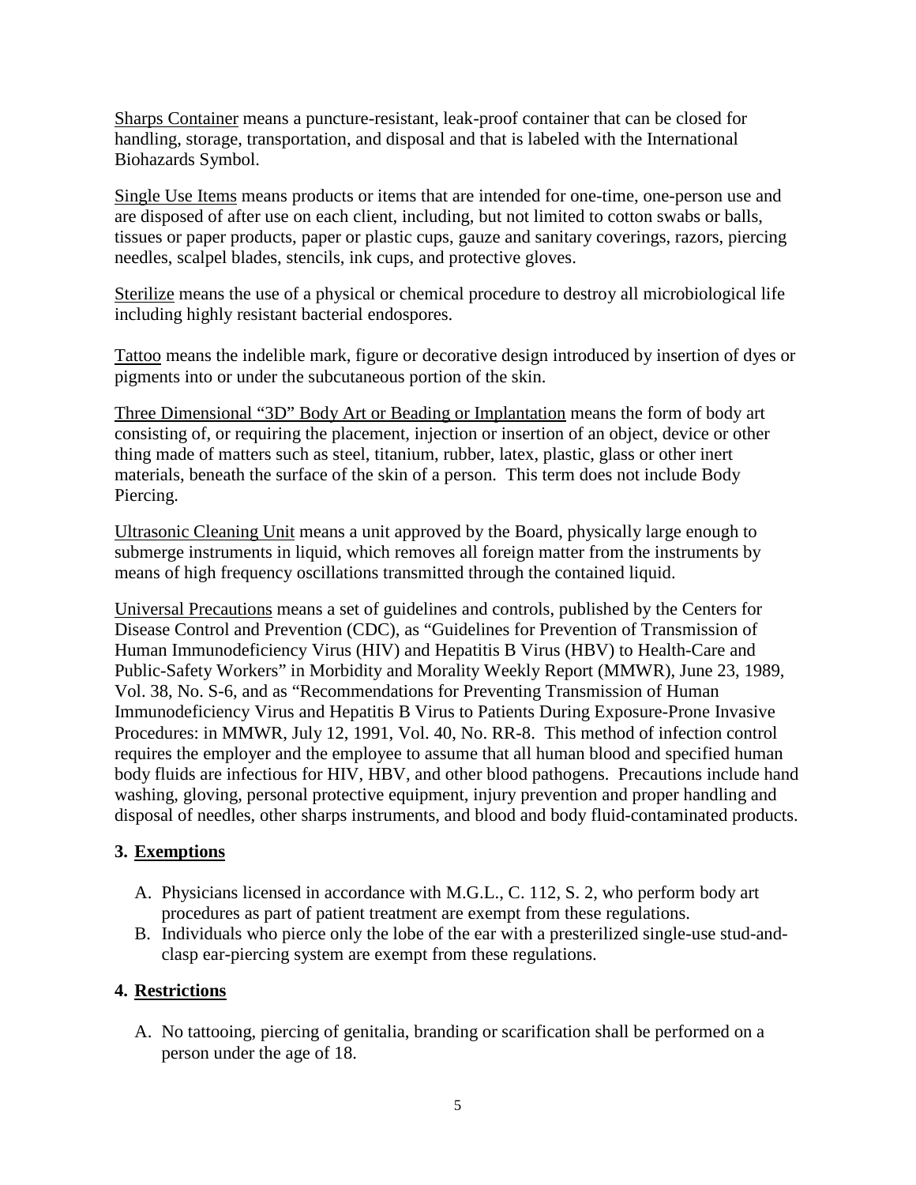Sharps Container means a puncture-resistant, leak-proof container that can be closed for handling, storage, transportation, and disposal and that is labeled with the International Biohazards Symbol.

Single Use Items means products or items that are intended for one-time, one-person use and are disposed of after use on each client, including, but not limited to cotton swabs or balls, tissues or paper products, paper or plastic cups, gauze and sanitary coverings, razors, piercing needles, scalpel blades, stencils, ink cups, and protective gloves.

Sterilize means the use of a physical or chemical procedure to destroy all microbiological life including highly resistant bacterial endospores.

Tattoo means the indelible mark, figure or decorative design introduced by insertion of dyes or pigments into or under the subcutaneous portion of the skin.

Three Dimensional "3D" Body Art or Beading or Implantation means the form of body art consisting of, or requiring the placement, injection or insertion of an object, device or other thing made of matters such as steel, titanium, rubber, latex, plastic, glass or other inert materials, beneath the surface of the skin of a person. This term does not include Body Piercing.

Ultrasonic Cleaning Unit means a unit approved by the Board, physically large enough to submerge instruments in liquid, which removes all foreign matter from the instruments by means of high frequency oscillations transmitted through the contained liquid.

Universal Precautions means a set of guidelines and controls, published by the Centers for Disease Control and Prevention (CDC), as "Guidelines for Prevention of Transmission of Human Immunodeficiency Virus (HIV) and Hepatitis B Virus (HBV) to Health-Care and Public-Safety Workers" in Morbidity and Morality Weekly Report (MMWR), June 23, 1989, Vol. 38, No. S-6, and as "Recommendations for Preventing Transmission of Human Immunodeficiency Virus and Hepatitis B Virus to Patients During Exposure-Prone Invasive Procedures: in MMWR, July 12, 1991, Vol. 40, No. RR-8. This method of infection control requires the employer and the employee to assume that all human blood and specified human body fluids are infectious for HIV, HBV, and other blood pathogens. Precautions include hand washing, gloving, personal protective equipment, injury prevention and proper handling and disposal of needles, other sharps instruments, and blood and body fluid-contaminated products.

## 3. Exemptions

A. Physicians licensed in accordance with M.G.L., C. 112, S. 2, who perform body art procedures as part of patient treatment are exempt from these regulations.
B. Individuals who pierce only the lobe of the ear with a presterilized single-use stud-and-clasp ear-piercing system are exempt from these regulations.

## 4. Restrictions

A. No tattooing, piercing of genitalia, branding or scarification shall be performed on a person under the age of 18.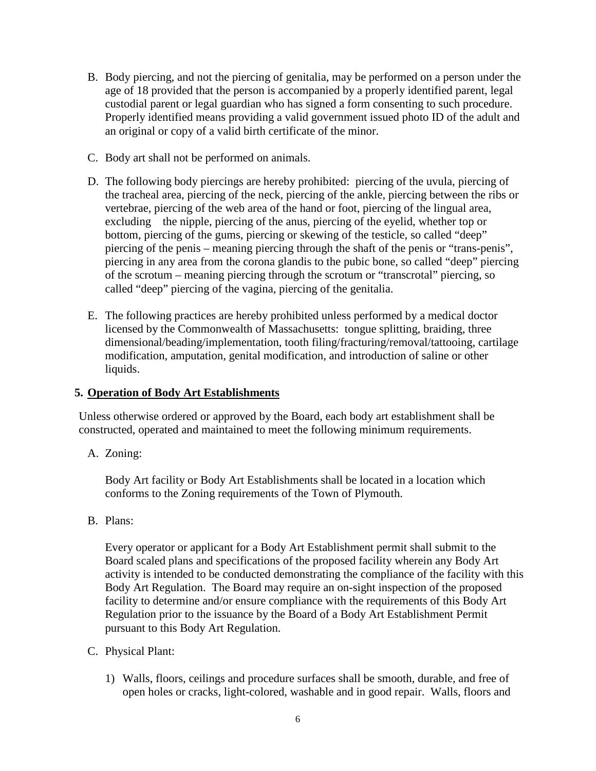B. Body piercing, and not the piercing of genitalia, may be performed on a person under the age of 18 provided that the person is accompanied by a properly identified parent, legal custodial parent or legal guardian who has signed a form consenting to such procedure. Properly identified means providing a valid government issued photo ID of the adult and an original or copy of a valid birth certificate of the minor.

C. Body art shall not be performed on animals.

D. The following body piercings are hereby prohibited: piercing of the uvula, piercing of the tracheal area, piercing of the neck, piercing of the ankle, piercing between the ribs or vertebrae, piercing of the web area of the hand or foot, piercing of the lingual area, excluding the nipple, piercing of the anus, piercing of the eyelid, whether top or bottom, piercing of the gums, piercing or skewing of the testicle, so called "deep" piercing of the penis – meaning piercing through the shaft of the penis or "trans-penis", piercing in any area from the corona glandis to the pubic bone, so called "deep" piercing of the scrotum – meaning piercing through the scrotum or "transcrotal" piercing, so called "deep" piercing of the vagina, piercing of the genitalia.

E. The following practices are hereby prohibited unless performed by a medical doctor licensed by the Commonwealth of Massachusetts: tongue splitting, braiding, three dimensional/beading/implementation, tooth filing/fracturing/removal/tattooing, cartilage modification, amputation, genital modification, and introduction of saline or other liquids.

## 5. Operation of Body Art Establishments

Unless otherwise ordered or approved by the Board, each body art establishment shall be constructed, operated and maintained to meet the following minimum requirements.

A. Zoning:

Body Art facility or Body Art Establishments shall be located in a location which conforms to the Zoning requirements of the Town of Plymouth.

B. Plans:

Every operator or applicant for a Body Art Establishment permit shall submit to the Board scaled plans and specifications of the proposed facility wherein any Body Art activity is intended to be conducted demonstrating the compliance of the facility with this Body Art Regulation. The Board may require an on-sight inspection of the proposed facility to determine and/or ensure compliance with the requirements of this Body Art Regulation prior to the issuance by the Board of a Body Art Establishment Permit pursuant to this Body Art Regulation.

C. Physical Plant:

1) Walls, floors, ceilings and procedure surfaces shall be smooth, durable, and free of open holes or cracks, light-colored, washable and in good repair. Walls, floors and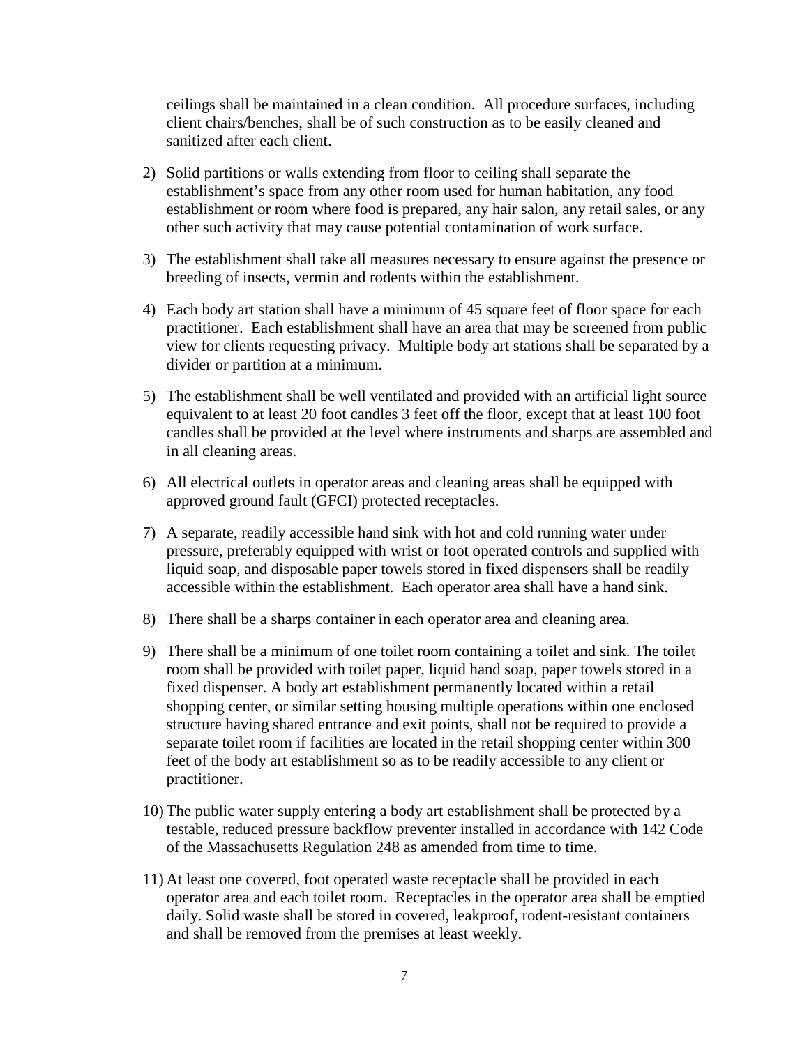ceilings shall be maintained in a clean condition. All procedure surfaces, including client chairs/benches, shall be of such construction as to be easily cleaned and sanitized after each client.

2) Solid partitions or walls extending from floor to ceiling shall separate the establishment's space from any other room used for human habitation, any food establishment or room where food is prepared, any hair salon, any retail sales, or any other such activity that may cause potential contamination of work surface.

3) The establishment shall take all measures necessary to ensure against the presence or breeding of insects, vermin and rodents within the establishment.

4) Each body art station shall have a minimum of 45 square feet of floor space for each practitioner. Each establishment shall have an area that may be screened from public view for clients requesting privacy. Multiple body art stations shall be separated by a divider or partition at a minimum.

5) The establishment shall be well ventilated and provided with an artificial light source equivalent to at least 20 foot candles 3 feet off the floor, except that at least 100 foot candles shall be provided at the level where instruments and sharps are assembled and in all cleaning areas.

6) All electrical outlets in operator areas and cleaning areas shall be equipped with approved ground fault (GFCI) protected receptacles.

7) A separate, readily accessible hand sink with hot and cold running water under pressure, preferably equipped with wrist or foot operated controls and supplied with liquid soap, and disposable paper towels stored in fixed dispensers shall be readily accessible within the establishment. Each operator area shall have a hand sink.

8) There shall be a sharps container in each operator area and cleaning area.

9) There shall be a minimum of one toilet room containing a toilet and sink. The toilet room shall be provided with toilet paper, liquid hand soap, paper towels stored in a fixed dispenser. A body art establishment permanently located within a retail shopping center, or similar setting housing multiple operations within one enclosed structure having shared entrance and exit points, shall not be required to provide a separate toilet room if facilities are located in the retail shopping center within 300 feet of the body art establishment so as to be readily accessible to any client or practitioner.

10) The public water supply entering a body art establishment shall be protected by a testable, reduced pressure backflow preventer installed in accordance with 142 Code of the Massachusetts Regulation 248 as amended from time to time.

11) At least one covered, foot operated waste receptacle shall be provided in each operator area and each toilet room. Receptacles in the operator area shall be emptied daily. Solid waste shall be stored in covered, leakproof, rodent-resistant containers and shall be removed from the premises at least weekly.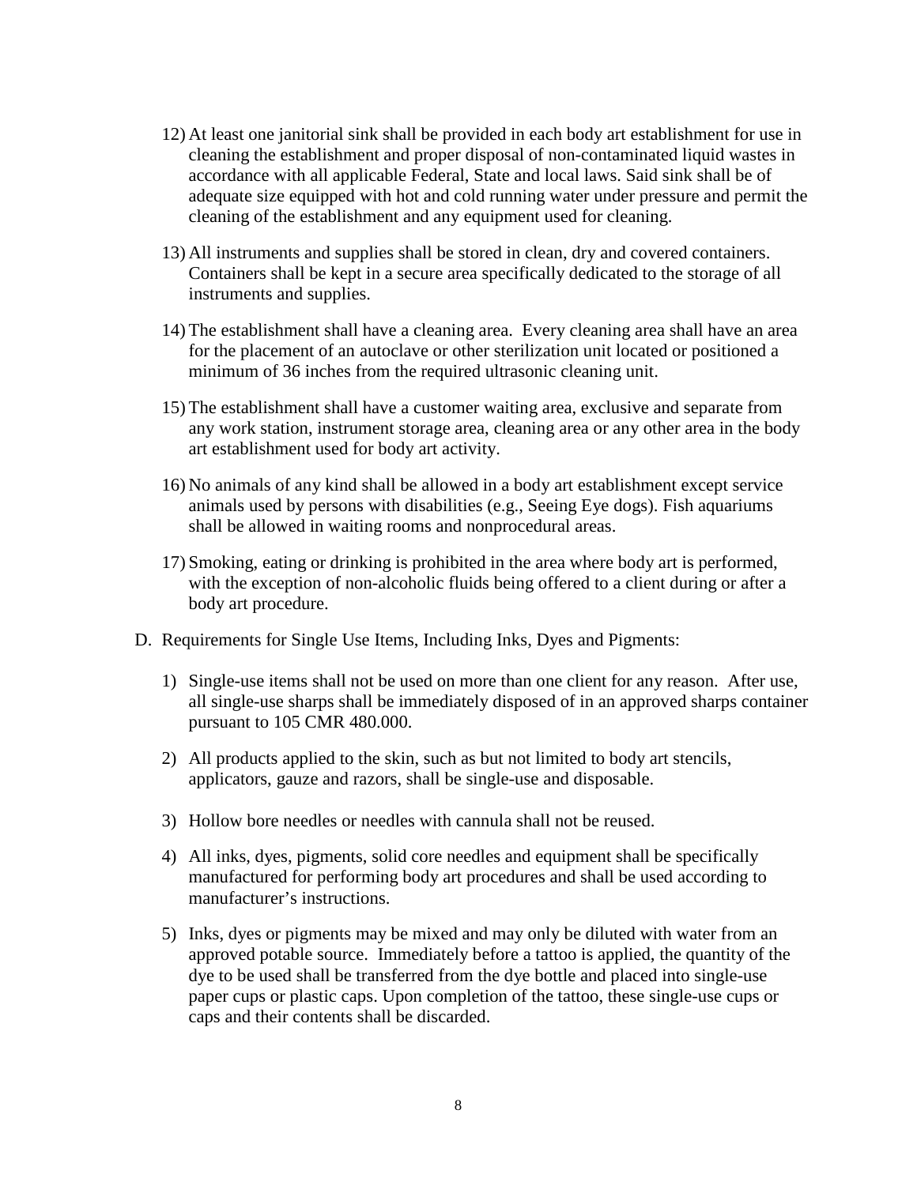12) At least one janitorial sink shall be provided in each body art establishment for use in cleaning the establishment and proper disposal of non-contaminated liquid wastes in accordance with all applicable Federal, State and local laws. Said sink shall be of adequate size equipped with hot and cold running water under pressure and permit the cleaning of the establishment and any equipment used for cleaning.

13) All instruments and supplies shall be stored in clean, dry and covered containers. Containers shall be kept in a secure area specifically dedicated to the storage of all instruments and supplies.

14) The establishment shall have a cleaning area. Every cleaning area shall have an area for the placement of an autoclave or other sterilization unit located or positioned a minimum of 36 inches from the required ultrasonic cleaning unit.

15) The establishment shall have a customer waiting area, exclusive and separate from any work station, instrument storage area, cleaning area or any other area in the body art establishment used for body art activity.

16) No animals of any kind shall be allowed in a body art establishment except service animals used by persons with disabilities (e.g., Seeing Eye dogs). Fish aquariums shall be allowed in waiting rooms and nonprocedural areas.

17) Smoking, eating or drinking is prohibited in the area where body art is performed, with the exception of non-alcoholic fluids being offered to a client during or after a body art procedure.

D. Requirements for Single Use Items, Including Inks, Dyes and Pigments:

1) Single-use items shall not be used on more than one client for any reason. After use, all single-use sharps shall be immediately disposed of in an approved sharps container pursuant to 105 CMR 480.000.

2) All products applied to the skin, such as but not limited to body art stencils, applicators, gauze and razors, shall be single-use and disposable.

3) Hollow bore needles or needles with cannula shall not be reused.

4) All inks, dyes, pigments, solid core needles and equipment shall be specifically manufactured for performing body art procedures and shall be used according to manufacturer's instructions.

5) Inks, dyes or pigments may be mixed and may only be diluted with water from an approved potable source. Immediately before a tattoo is applied, the quantity of the dye to be used shall be transferred from the dye bottle and placed into single-use paper cups or plastic caps. Upon completion of the tattoo, these single-use cups or caps and their contents shall be discarded.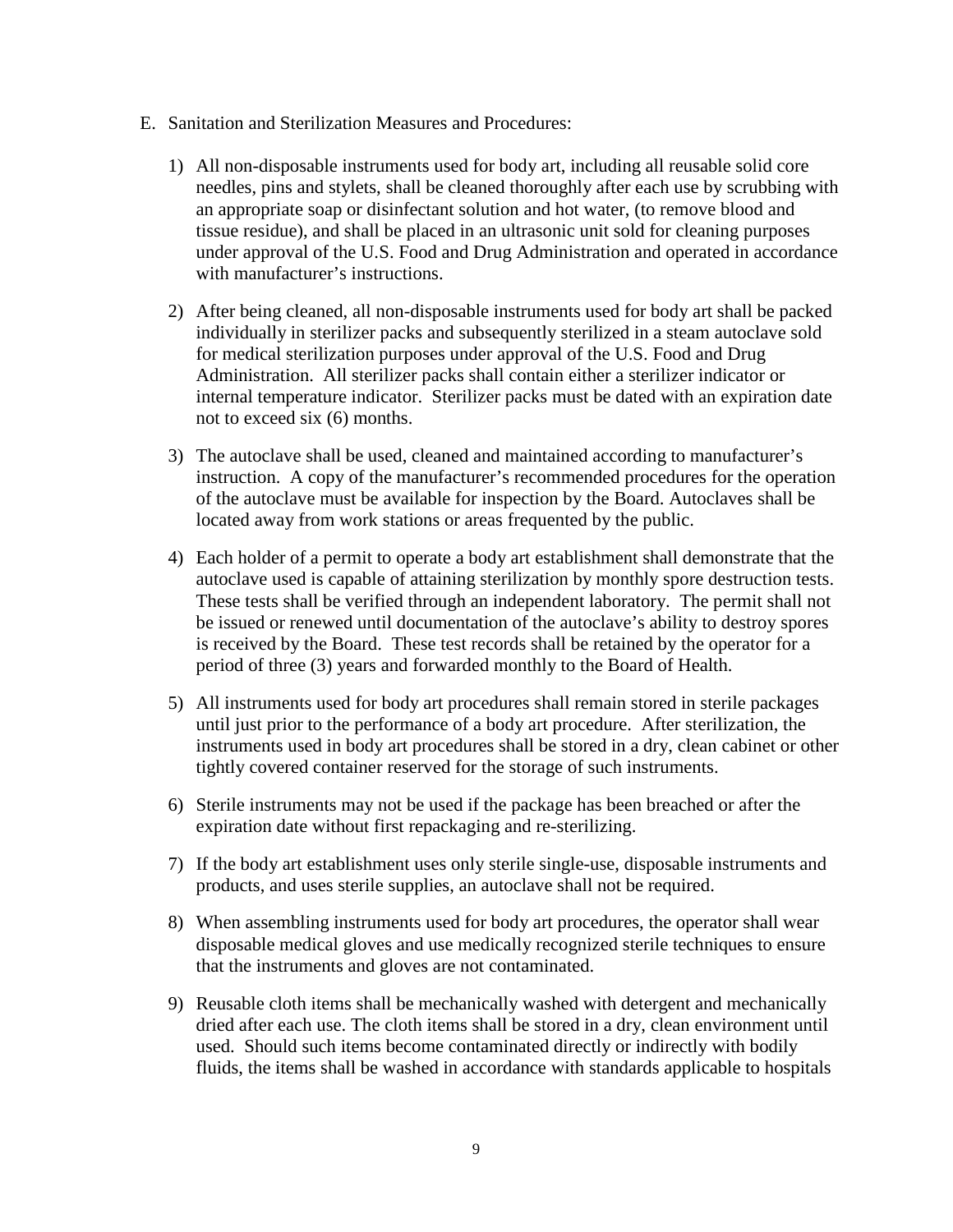E. Sanitation and Sterilization Measures and Procedures:

1) All non-disposable instruments used for body art, including all reusable solid core needles, pins and stylets, shall be cleaned thoroughly after each use by scrubbing with an appropriate soap or disinfectant solution and hot water, (to remove blood and tissue residue), and shall be placed in an ultrasonic unit sold for cleaning purposes under approval of the U.S. Food and Drug Administration and operated in accordance with manufacturer's instructions.

2) After being cleaned, all non-disposable instruments used for body art shall be packed individually in sterilizer packs and subsequently sterilized in a steam autoclave sold for medical sterilization purposes under approval of the U.S. Food and Drug Administration. All sterilizer packs shall contain either a sterilizer indicator or internal temperature indicator. Sterilizer packs must be dated with an expiration date not to exceed six (6) months.

3) The autoclave shall be used, cleaned and maintained according to manufacturer's instruction. A copy of the manufacturer's recommended procedures for the operation of the autoclave must be available for inspection by the Board. Autoclaves shall be located away from work stations or areas frequented by the public.

4) Each holder of a permit to operate a body art establishment shall demonstrate that the autoclave used is capable of attaining sterilization by monthly spore destruction tests. These tests shall be verified through an independent laboratory. The permit shall not be issued or renewed until documentation of the autoclave's ability to destroy spores is received by the Board. These test records shall be retained by the operator for a period of three (3) years and forwarded monthly to the Board of Health.

5) All instruments used for body art procedures shall remain stored in sterile packages until just prior to the performance of a body art procedure. After sterilization, the instruments used in body art procedures shall be stored in a dry, clean cabinet or other tightly covered container reserved for the storage of such instruments.

6) Sterile instruments may not be used if the package has been breached or after the expiration date without first repackaging and re-sterilizing.

7) If the body art establishment uses only sterile single-use, disposable instruments and products, and uses sterile supplies, an autoclave shall not be required.

8) When assembling instruments used for body art procedures, the operator shall wear disposable medical gloves and use medically recognized sterile techniques to ensure that the instruments and gloves are not contaminated.

9) Reusable cloth items shall be mechanically washed with detergent and mechanically dried after each use. The cloth items shall be stored in a dry, clean environment until used. Should such items become contaminated directly or indirectly with bodily fluids, the items shall be washed in accordance with standards applicable to hospitals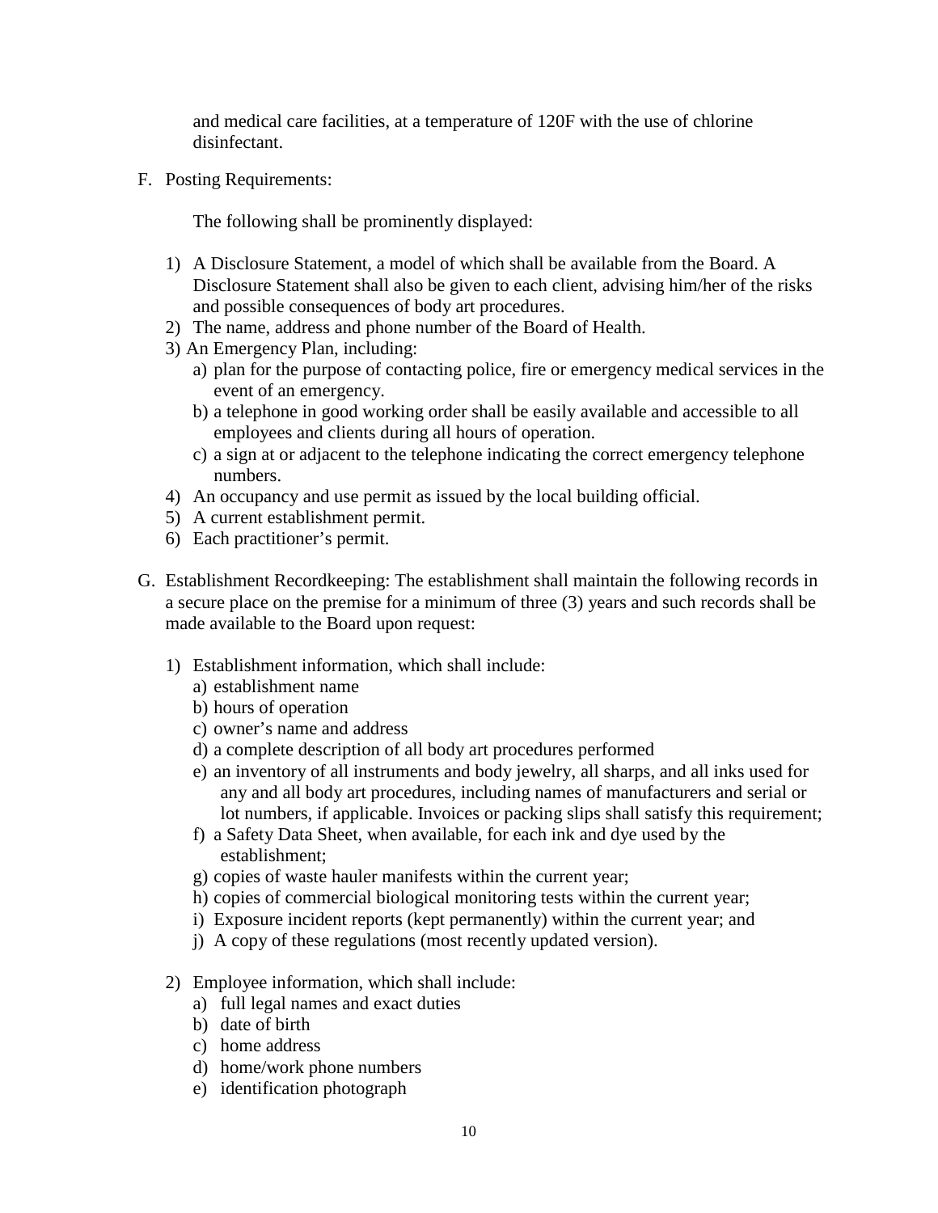and medical care facilities, at a temperature of 120F with the use of chlorine disinfectant.

F. Posting Requirements:

   The following shall be prominently displayed:

   1) A Disclosure Statement, a model of which shall be available from the Board. A Disclosure Statement shall also be given to each client, advising him/her of the risks and possible consequences of body art procedures.
   2) The name, address and phone number of the Board of Health.
   3) An Emergency Plan, including:
      a) plan for the purpose of contacting police, fire or emergency medical services in the event of an emergency.
      b) a telephone in good working order shall be easily available and accessible to all employees and clients during all hours of operation.
      c) a sign at or adjacent to the telephone indicating the correct emergency telephone numbers.
   4) An occupancy and use permit as issued by the local building official.
   5) A current establishment permit.
   6) Each practitioner's permit.

G. Establishment Recordkeeping: The establishment shall maintain the following records in a secure place on the premise for a minimum of three (3) years and such records shall be made available to the Board upon request:

   1) Establishment information, which shall include:
      a) establishment name
      b) hours of operation
      c) owner's name and address
      d) a complete description of all body art procedures performed
      e) an inventory of all instruments and body jewelry, all sharps, and all inks used for any and all body art procedures, including names of manufacturers and serial or lot numbers, if applicable. Invoices or packing slips shall satisfy this requirement;
      f) a Safety Data Sheet, when available, for each ink and dye used by the establishment;
      g) copies of waste hauler manifests within the current year;
      h) copies of commercial biological monitoring tests within the current year;
      i) Exposure incident reports (kept permanently) within the current year; and
      j) A copy of these regulations (most recently updated version).

   2) Employee information, which shall include:
      a) full legal names and exact duties
      b) date of birth
      c) home address
      d) home/work phone numbers
      e) identification photograph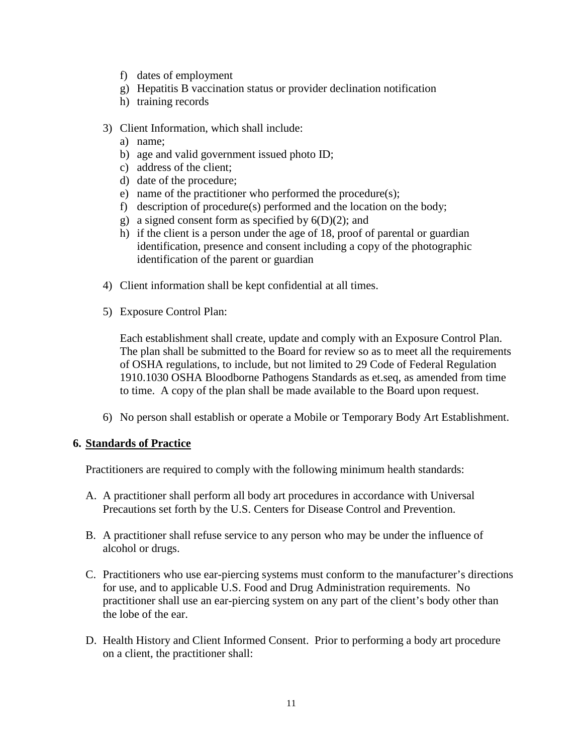f) dates of employment
g) Hepatitis B vaccination status or provider declination notification
h) training records

3) Client Information, which shall include:
   a) name;
   b) age and valid government issued photo ID;
   c) address of the client;
   d) date of the procedure;
   e) name of the practitioner who performed the procedure(s);
   f) description of procedure(s) performed and the location on the body;
   g) a signed consent form as specified by 6(D)(2); and
   h) if the client is a person under the age of 18, proof of parental or guardian identification, presence and consent including a copy of the photographic identification of the parent or guardian

4) Client information shall be kept confidential at all times.

5) Exposure Control Plan:

   Each establishment shall create, update and comply with an Exposure Control Plan. The plan shall be submitted to the Board for review so as to meet all the requirements of OSHA regulations, to include, but not limited to 29 Code of Federal Regulation 1910.1030 OSHA Bloodborne Pathogens Standards as et.seq, as amended from time to time. A copy of the plan shall be made available to the Board upon request.

6) No person shall establish or operate a Mobile or Temporary Body Art Establishment.

**6. Standards of Practice**

Practitioners are required to comply with the following minimum health standards:

A. A practitioner shall perform all body art procedures in accordance with Universal Precautions set forth by the U.S. Centers for Disease Control and Prevention.

B. A practitioner shall refuse service to any person who may be under the influence of alcohol or drugs.

C. Practitioners who use ear-piercing systems must conform to the manufacturer's directions for use, and to applicable U.S. Food and Drug Administration requirements. No practitioner shall use an ear-piercing system on any part of the client's body other than the lobe of the ear.

D. Health History and Client Informed Consent. Prior to performing a body art procedure on a client, the practitioner shall: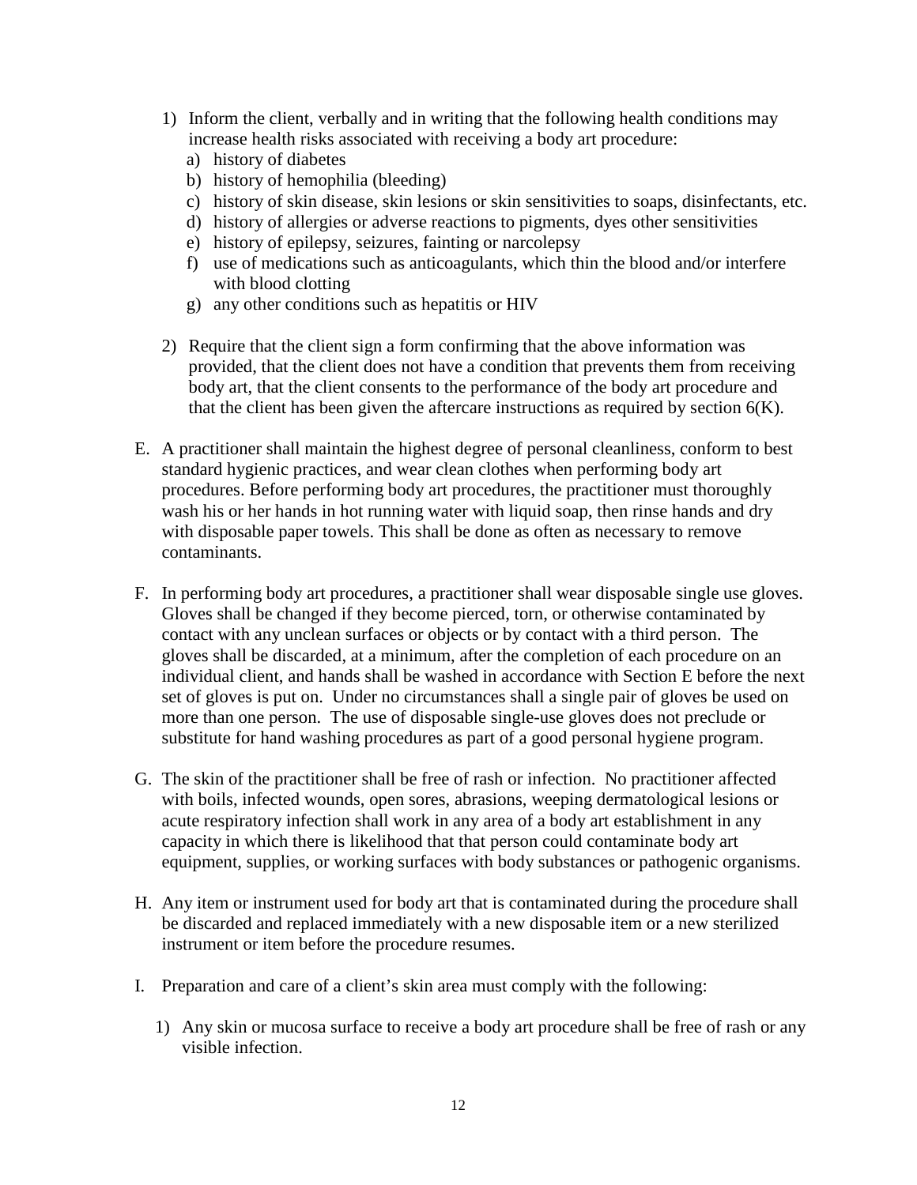1) Inform the client, verbally and in writing that the following health conditions may increase health risks associated with receiving a body art procedure:
    a) history of diabetes
    b) history of hemophilia (bleeding)
    c) history of skin disease, skin lesions or skin sensitivities to soaps, disinfectants, etc.
    d) history of allergies or adverse reactions to pigments, dyes other sensitivities
    e) history of epilepsy, seizures, fainting or narcolepsy
    f) use of medications such as anticoagulants, which thin the blood and/or interfere with blood clotting
    g) any other conditions such as hepatitis or HIV

2) Require that the client sign a form confirming that the above information was provided, that the client does not have a condition that prevents them from receiving body art, that the client consents to the performance of the body art procedure and that the client has been given the aftercare instructions as required by section 6(K).

E. A practitioner shall maintain the highest degree of personal cleanliness, conform to best standard hygienic practices, and wear clean clothes when performing body art procedures. Before performing body art procedures, the practitioner must thoroughly wash his or her hands in hot running water with liquid soap, then rinse hands and dry with disposable paper towels. This shall be done as often as necessary to remove contaminants.

F. In performing body art procedures, a practitioner shall wear disposable single use gloves. Gloves shall be changed if they become pierced, torn, or otherwise contaminated by contact with any unclean surfaces or objects or by contact with a third person. The gloves shall be discarded, at a minimum, after the completion of each procedure on an individual client, and hands shall be washed in accordance with Section E before the next set of gloves is put on. Under no circumstances shall a single pair of gloves be used on more than one person. The use of disposable single-use gloves does not preclude or substitute for hand washing procedures as part of a good personal hygiene program.

G. The skin of the practitioner shall be free of rash or infection. No practitioner affected with boils, infected wounds, open sores, abrasions, weeping dermatological lesions or acute respiratory infection shall work in any area of a body art establishment in any capacity in which there is likelihood that that person could contaminate body art equipment, supplies, or working surfaces with body substances or pathogenic organisms.

H. Any item or instrument used for body art that is contaminated during the procedure shall be discarded and replaced immediately with a new disposable item or a new sterilized instrument or item before the procedure resumes.

I. Preparation and care of a client's skin area must comply with the following:

1) Any skin or mucosa surface to receive a body art procedure shall be free of rash or any visible infection.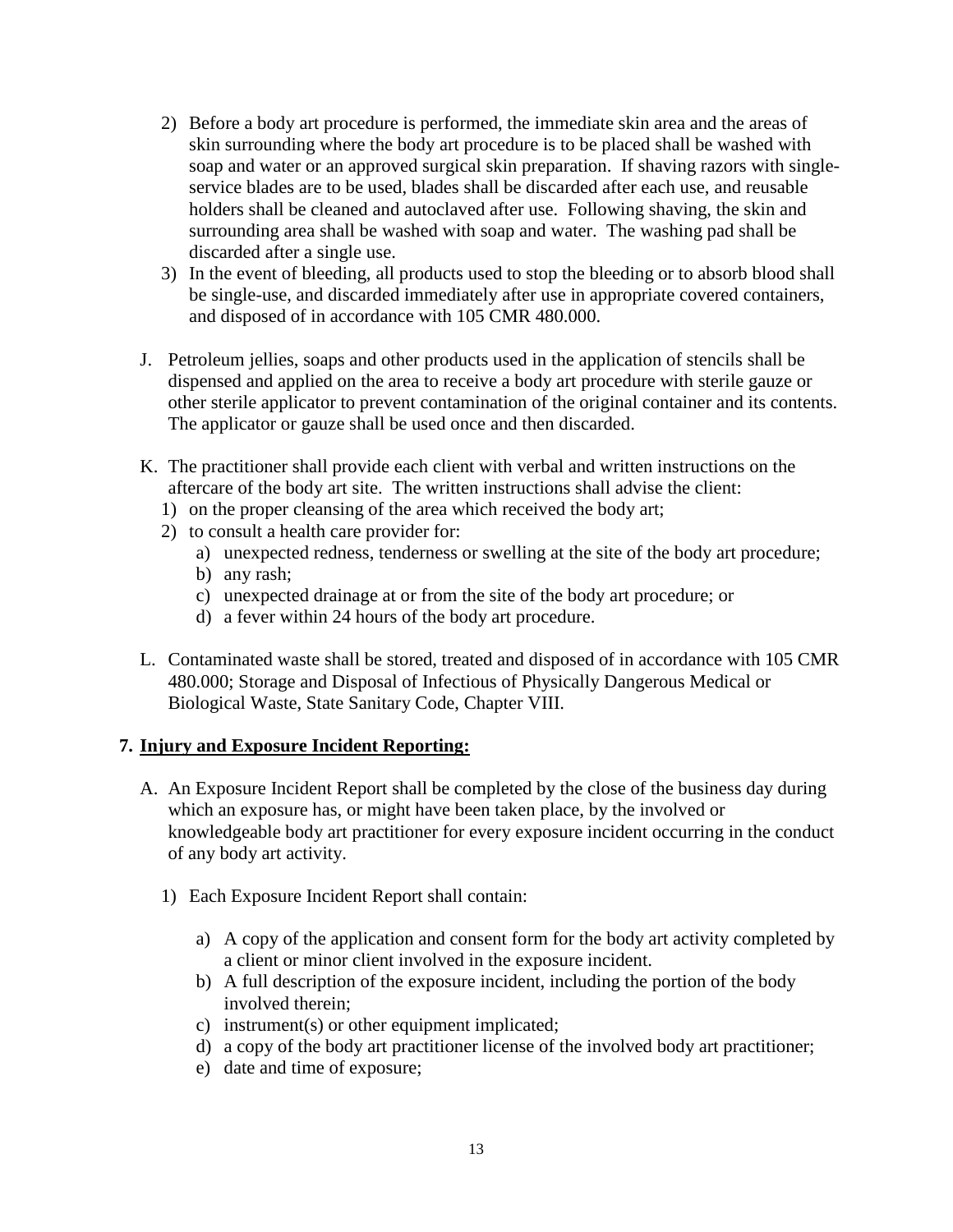2) Before a body art procedure is performed, the immediate skin area and the areas of skin surrounding where the body art procedure is to be placed shall be washed with soap and water or an approved surgical skin preparation. If shaving razors with single-service blades are to be used, blades shall be discarded after each use, and reusable holders shall be cleaned and autoclaved after use. Following shaving, the skin and surrounding area shall be washed with soap and water. The washing pad shall be discarded after a single use.

3) In the event of bleeding, all products used to stop the bleeding or to absorb blood shall be single-use, and discarded immediately after use in appropriate covered containers, and disposed of in accordance with 105 CMR 480.000.

J. Petroleum jellies, soaps and other products used in the application of stencils shall be dispensed and applied on the area to receive a body art procedure with sterile gauze or other sterile applicator to prevent contamination of the original container and its contents. The applicator or gauze shall be used once and then discarded.

K. The practitioner shall provide each client with verbal and written instructions on the aftercare of the body art site. The written instructions shall advise the client:

1) on the proper cleansing of the area which received the body art;
2) to consult a health care provider for:
   a) unexpected redness, tenderness or swelling at the site of the body art procedure;
   b) any rash;
   c) unexpected drainage at or from the site of the body art procedure; or
   d) a fever within 24 hours of the body art procedure.

L. Contaminated waste shall be stored, treated and disposed of in accordance with 105 CMR 480.000; Storage and Disposal of Infectious of Physically Dangerous Medical or Biological Waste, State Sanitary Code, Chapter VIII.

## 7. Injury and Exposure Incident Reporting:

A. An Exposure Incident Report shall be completed by the close of the business day during which an exposure has, or might have been taken place, by the involved or knowledgeable body art practitioner for every exposure incident occurring in the conduct of any body art activity.

1) Each Exposure Incident Report shall contain:

   a) A copy of the application and consent form for the body art activity completed by a client or minor client involved in the exposure incident.
   b) A full description of the exposure incident, including the portion of the body involved therein;
   c) instrument(s) or other equipment implicated;
   d) a copy of the body art practitioner license of the involved body art practitioner;
   e) date and time of exposure;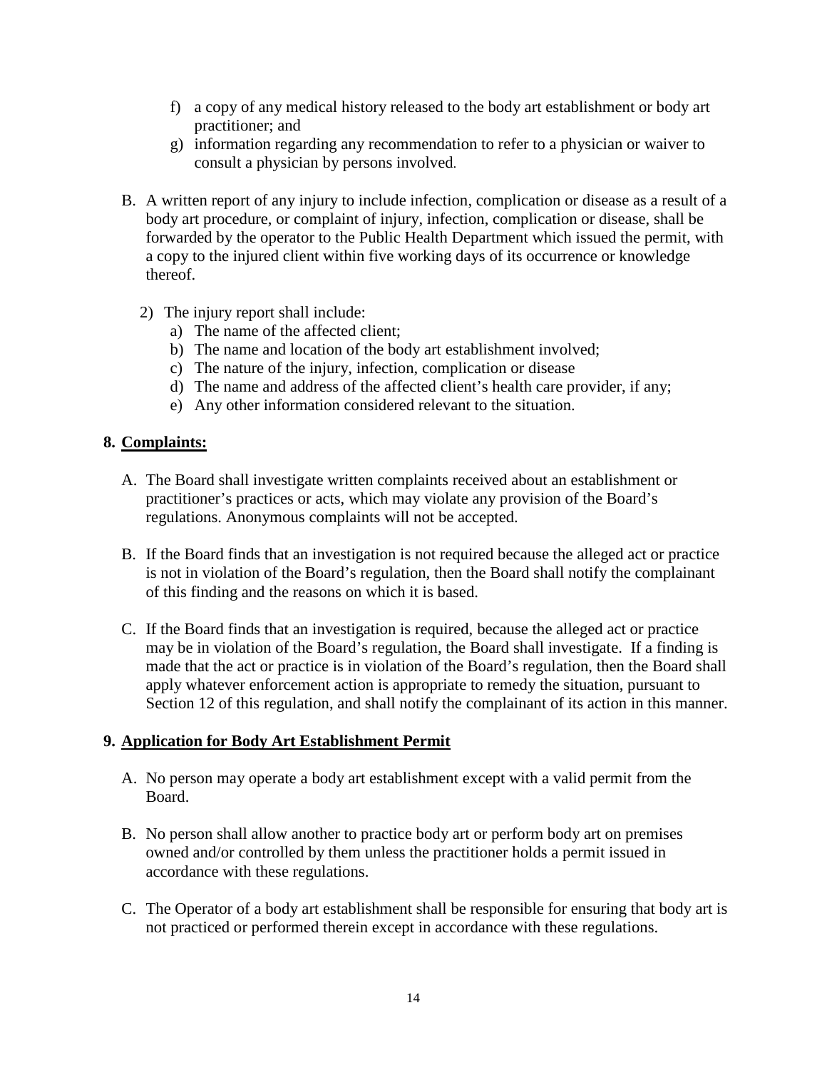f) a copy of any medical history released to the body art establishment or body art practitioner; and
g) information regarding any recommendation to refer to a physician or waiver to consult a physician by persons involved.

B. A written report of any injury to include infection, complication or disease as a result of a body art procedure, or complaint of injury, infection, complication or disease, shall be forwarded by the operator to the Public Health Department which issued the permit, with a copy to the injured client within five working days of its occurrence or knowledge thereof.

   2) The injury report shall include:
      a) The name of the affected client;
      b) The name and location of the body art establishment involved;
      c) The nature of the injury, infection, complication or disease
      d) The name and address of the affected client's health care provider, if any;
      e) Any other information considered relevant to the situation.

## 8. <u>Complaints:</u>

A. The Board shall investigate written complaints received about an establishment or practitioner's practices or acts, which may violate any provision of the Board's regulations. Anonymous complaints will not be accepted.

B. If the Board finds that an investigation is not required because the alleged act or practice is not in violation of the Board's regulation, then the Board shall notify the complainant of this finding and the reasons on which it is based.

C. If the Board finds that an investigation is required, because the alleged act or practice may be in violation of the Board's regulation, the Board shall investigate. If a finding is made that the act or practice is in violation of the Board's regulation, then the Board shall apply whatever enforcement action is appropriate to remedy the situation, pursuant to Section 12 of this regulation, and shall notify the complainant of its action in this manner.

## 9. <u>Application for Body Art Establishment Permit</u>

A. No person may operate a body art establishment except with a valid permit from the Board.

B. No person shall allow another to practice body art or perform body art on premises owned and/or controlled by them unless the practitioner holds a permit issued in accordance with these regulations.

C. The Operator of a body art establishment shall be responsible for ensuring that body art is not practiced or performed therein except in accordance with these regulations.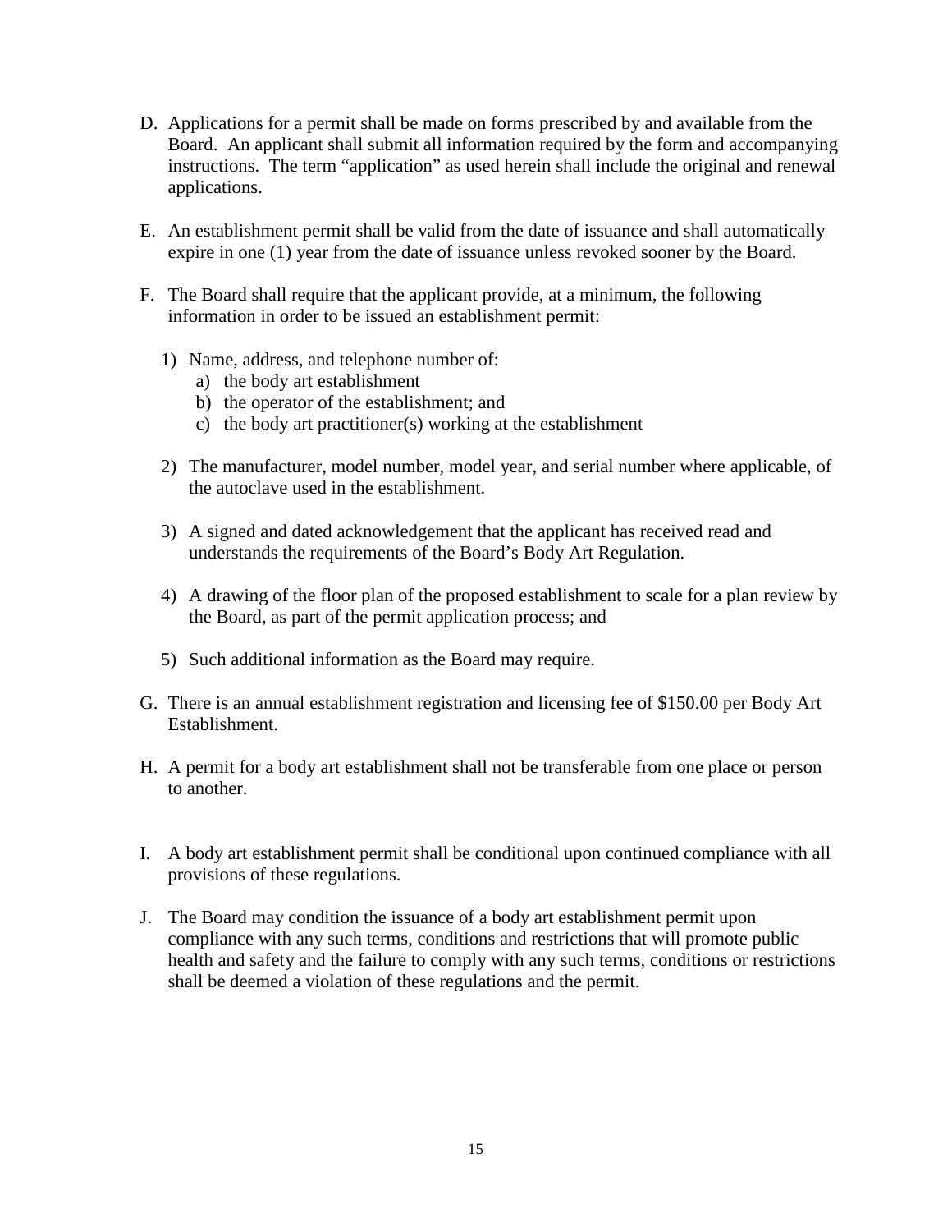D. Applications for a permit shall be made on forms prescribed by and available from the Board. An applicant shall submit all information required by the form and accompanying instructions. The term "application" as used herein shall include the original and renewal applications.

E. An establishment permit shall be valid from the date of issuance and shall automatically expire in one (1) year from the date of issuance unless revoked sooner by the Board.

F. The Board shall require that the applicant provide, at a minimum, the following information in order to be issued an establishment permit:

   1) Name, address, and telephone number of:
      a) the body art establishment
      b) the operator of the establishment; and
      c) the body art practitioner(s) working at the establishment

   2) The manufacturer, model number, model year, and serial number where applicable, of the autoclave used in the establishment.

   3) A signed and dated acknowledgement that the applicant has received read and understands the requirements of the Board's Body Art Regulation.

   4) A drawing of the floor plan of the proposed establishment to scale for a plan review by the Board, as part of the permit application process; and

   5) Such additional information as the Board may require.

G. There is an annual establishment registration and licensing fee of $150.00 per Body Art Establishment.

H. A permit for a body art establishment shall not be transferable from one place or person to another.

I. A body art establishment permit shall be conditional upon continued compliance with all provisions of these regulations.

J. The Board may condition the issuance of a body art establishment permit upon compliance with any such terms, conditions and restrictions that will promote public health and safety and the failure to comply with any such terms, conditions or restrictions shall be deemed a violation of these regulations and the permit.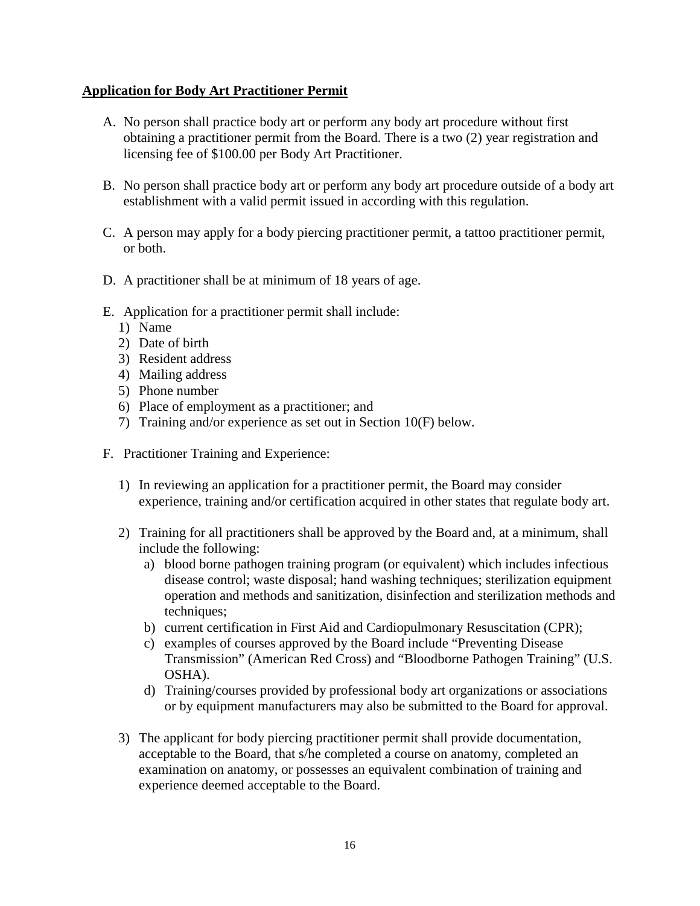**Application for Body Art Practitioner Permit**

A. No person shall practice body art or perform any body art procedure without first obtaining a practitioner permit from the Board. There is a two (2) year registration and licensing fee of $100.00 per Body Art Practitioner.

B. No person shall practice body art or perform any body art procedure outside of a body art establishment with a valid permit issued in according with this regulation.

C. A person may apply for a body piercing practitioner permit, a tattoo practitioner permit, or both.

D. A practitioner shall be at minimum of 18 years of age.

E. Application for a practitioner permit shall include:
   1) Name
   2) Date of birth
   3) Resident address
   4) Mailing address
   5) Phone number
   6) Place of employment as a practitioner; and
   7) Training and/or experience as set out in Section 10(F) below.

F. Practitioner Training and Experience:

   1) In reviewing an application for a practitioner permit, the Board may consider experience, training and/or certification acquired in other states that regulate body art.

   2) Training for all practitioners shall be approved by the Board and, at a minimum, shall include the following:
      a) blood borne pathogen training program (or equivalent) which includes infectious disease control; waste disposal; hand washing techniques; sterilization equipment operation and methods and sanitization, disinfection and sterilization methods and techniques;
      b) current certification in First Aid and Cardiopulmonary Resuscitation (CPR);
      c) examples of courses approved by the Board include "Preventing Disease Transmission" (American Red Cross) and "Bloodborne Pathogen Training" (U.S. OSHA).
      d) Training/courses provided by professional body art organizations or associations or by equipment manufacturers may also be submitted to the Board for approval.

   3) The applicant for body piercing practitioner permit shall provide documentation, acceptable to the Board, that s/he completed a course on anatomy, completed an examination on anatomy, or possesses an equivalent combination of training and experience deemed acceptable to the Board.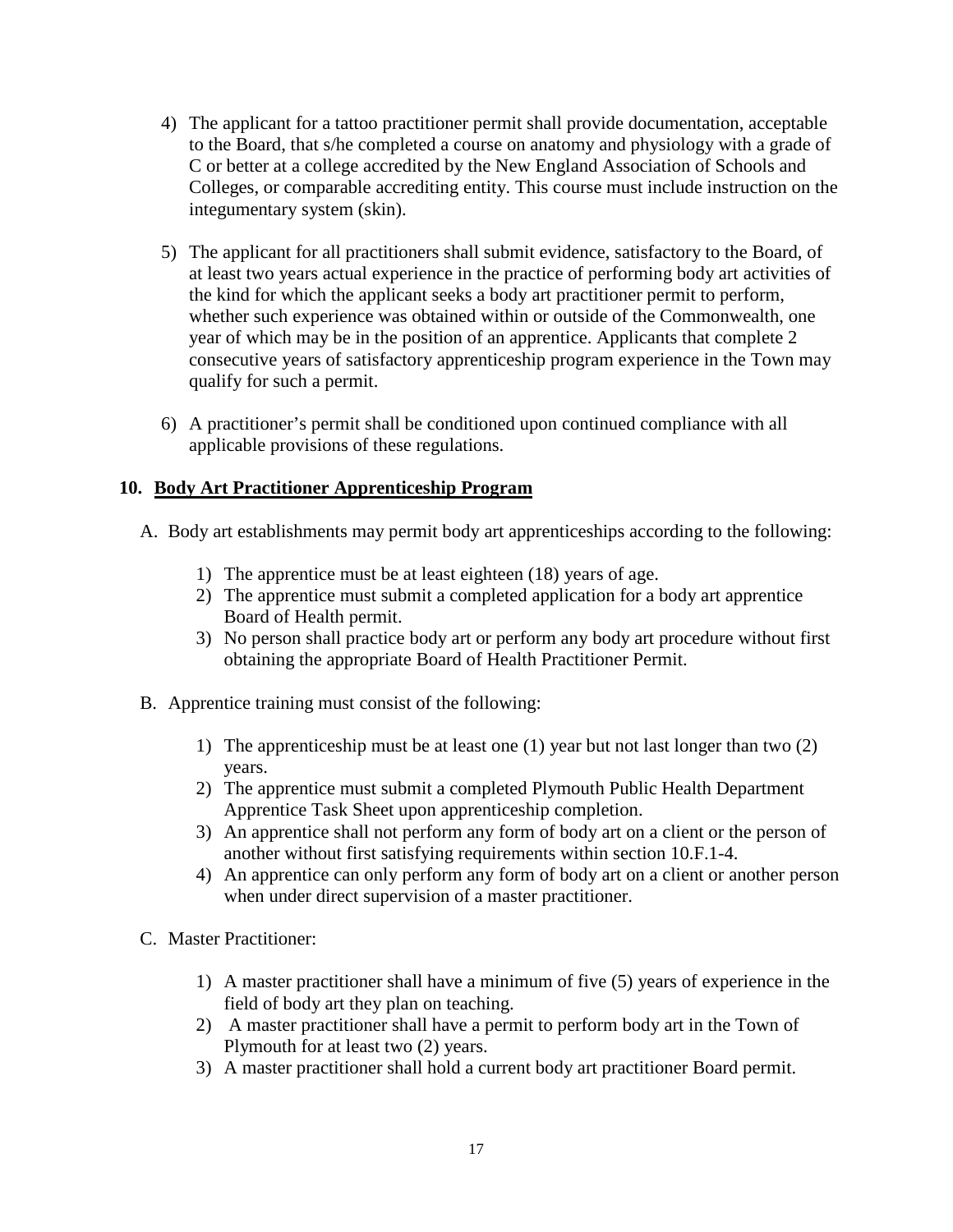4) The applicant for a tattoo practitioner permit shall provide documentation, acceptable to the Board, that s/he completed a course on anatomy and physiology with a grade of C or better at a college accredited by the New England Association of Schools and Colleges, or comparable accrediting entity. This course must include instruction on the integumentary system (skin).

5) The applicant for all practitioners shall submit evidence, satisfactory to the Board, of at least two years actual experience in the practice of performing body art activities of the kind for which the applicant seeks a body art practitioner permit to perform, whether such experience was obtained within or outside of the Commonwealth, one year of which may be in the position of an apprentice. Applicants that complete 2 consecutive years of satisfactory apprenticeship program experience in the Town may qualify for such a permit.

6) A practitioner's permit shall be conditioned upon continued compliance with all applicable provisions of these regulations.

## 10. <u>Body Art Practitioner Apprenticeship Program</u>

A. Body art establishments may permit body art apprenticeships according to the following:

1) The apprentice must be at least eighteen (18) years of age.
2) The apprentice must submit a completed application for a body art apprentice Board of Health permit.
3) No person shall practice body art or perform any body art procedure without first obtaining the appropriate Board of Health Practitioner Permit.

B. Apprentice training must consist of the following:

1) The apprenticeship must be at least one (1) year but not last longer than two (2) years.
2) The apprentice must submit a completed Plymouth Public Health Department Apprentice Task Sheet upon apprenticeship completion.
3) An apprentice shall not perform any form of body art on a client or the person of another without first satisfying requirements within section 10.F.1-4.
4) An apprentice can only perform any form of body art on a client or another person when under direct supervision of a master practitioner.

C. Master Practitioner:

1) A master practitioner shall have a minimum of five (5) years of experience in the field of body art they plan on teaching.
2) A master practitioner shall have a permit to perform body art in the Town of Plymouth for at least two (2) years.
3) A master practitioner shall hold a current body art practitioner Board permit.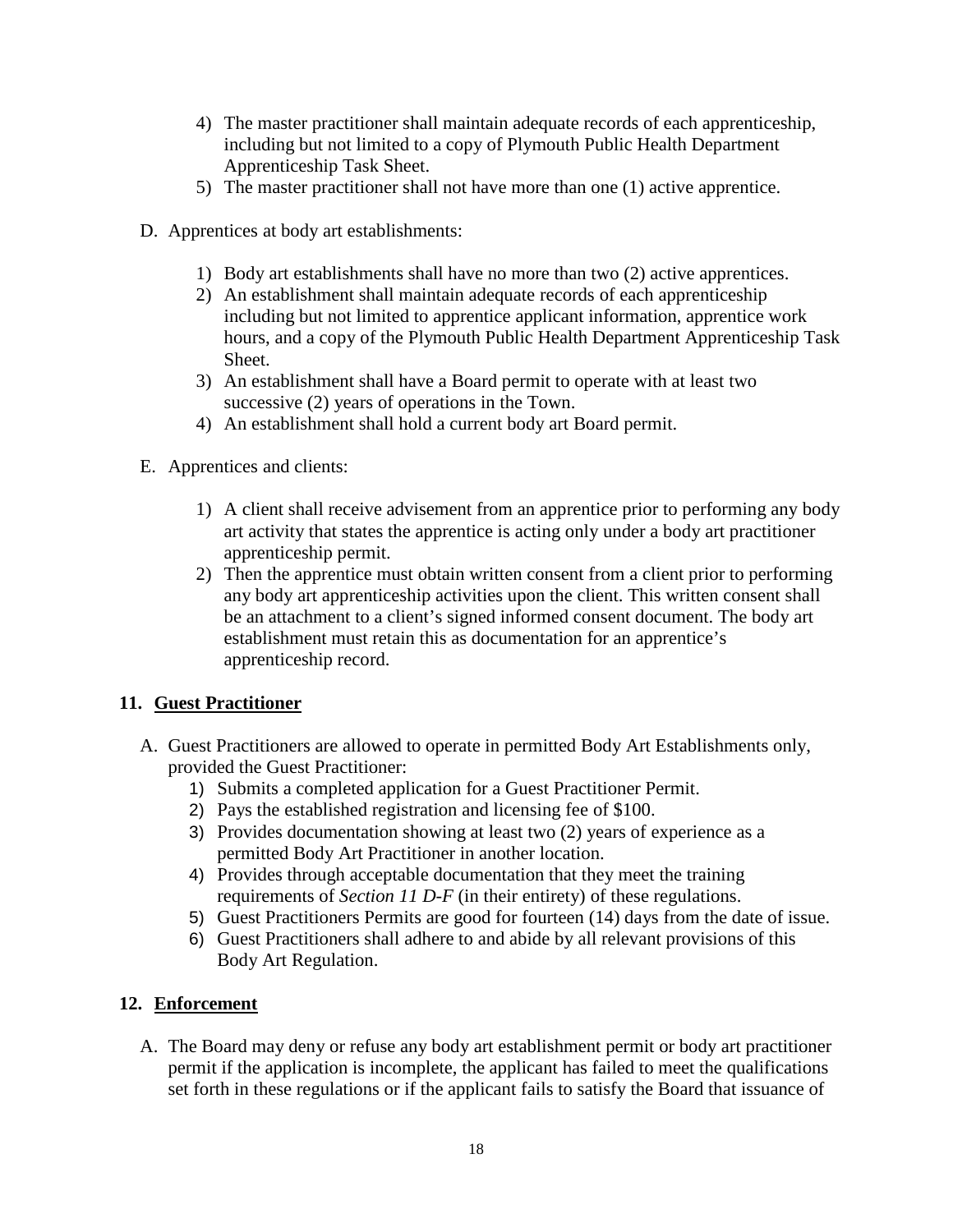4) The master practitioner shall maintain adequate records of each apprenticeship, including but not limited to a copy of Plymouth Public Health Department Apprenticeship Task Sheet.
5) The master practitioner shall not have more than one (1) active apprentice.

D. Apprentices at body art establishments:

1) Body art establishments shall have no more than two (2) active apprentices.
2) An establishment shall maintain adequate records of each apprenticeship including but not limited to apprentice applicant information, apprentice work hours, and a copy of the Plymouth Public Health Department Apprenticeship Task Sheet.
3) An establishment shall have a Board permit to operate with at least two successive (2) years of operations in the Town.
4) An establishment shall hold a current body art Board permit.

E. Apprentices and clients:

1) A client shall receive advisement from an apprentice prior to performing any body art activity that states the apprentice is acting only under a body art practitioner apprenticeship permit.
2) Then the apprentice must obtain written consent from a client prior to performing any body art apprenticeship activities upon the client. This written consent shall be an attachment to a client's signed informed consent document. The body art establishment must retain this as documentation for an apprentice's apprenticeship record.

## 11. Guest Practitioner

A. Guest Practitioners are allowed to operate in permitted Body Art Establishments only, provided the Guest Practitioner:
   1) Submits a completed application for a Guest Practitioner Permit.
   2) Pays the established registration and licensing fee of $100.
   3) Provides documentation showing at least two (2) years of experience as a permitted Body Art Practitioner in another location.
   4) Provides through acceptable documentation that they meet the training requirements of *Section 11 D-F* (in their entirety) of these regulations.
   5) Guest Practitioners Permits are good for fourteen (14) days from the date of issue.
   6) Guest Practitioners shall adhere to and abide by all relevant provisions of this Body Art Regulation.

## 12. Enforcement

A. The Board may deny or refuse any body art establishment permit or body art practitioner permit if the application is incomplete, the applicant has failed to meet the qualifications set forth in these regulations or if the applicant fails to satisfy the Board that issuance of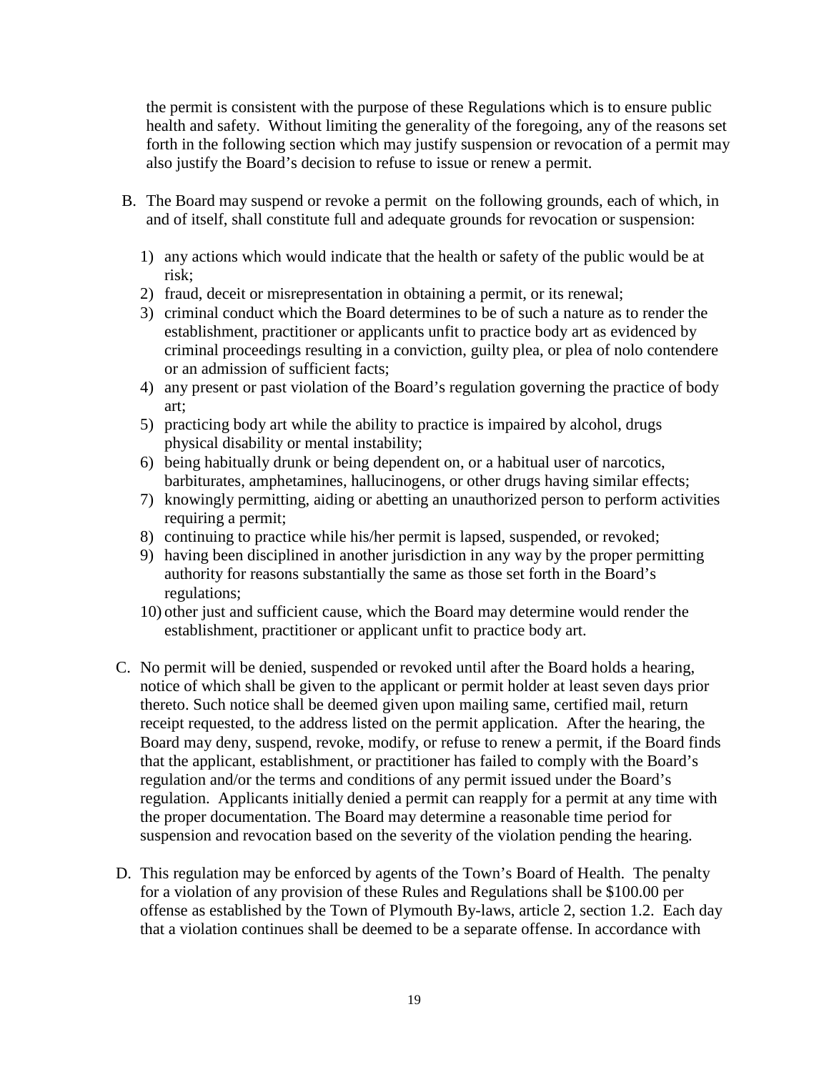the permit is consistent with the purpose of these Regulations which is to ensure public health and safety. Without limiting the generality of the foregoing, any of the reasons set forth in the following section which may justify suspension or revocation of a permit may also justify the Board's decision to refuse to issue or renew a permit.

B. The Board may suspend or revoke a permit on the following grounds, each of which, in and of itself, shall constitute full and adequate grounds for revocation or suspension:

   1) any actions which would indicate that the health or safety of the public would be at risk;
   2) fraud, deceit or misrepresentation in obtaining a permit, or its renewal;
   3) criminal conduct which the Board determines to be of such a nature as to render the establishment, practitioner or applicants unfit to practice body art as evidenced by criminal proceedings resulting in a conviction, guilty plea, or plea of nolo contendere or an admission of sufficient facts;
   4) any present or past violation of the Board's regulation governing the practice of body art;
   5) practicing body art while the ability to practice is impaired by alcohol, drugs physical disability or mental instability;
   6) being habitually drunk or being dependent on, or a habitual user of narcotics, barbiturates, amphetamines, hallucinogens, or other drugs having similar effects;
   7) knowingly permitting, aiding or abetting an unauthorized person to perform activities requiring a permit;
   8) continuing to practice while his/her permit is lapsed, suspended, or revoked;
   9) having been disciplined in another jurisdiction in any way by the proper permitting authority for reasons substantially the same as those set forth in the Board's regulations;
   10) other just and sufficient cause, which the Board may determine would render the establishment, practitioner or applicant unfit to practice body art.

C. No permit will be denied, suspended or revoked until after the Board holds a hearing, notice of which shall be given to the applicant or permit holder at least seven days prior thereto. Such notice shall be deemed given upon mailing same, certified mail, return receipt requested, to the address listed on the permit application. After the hearing, the Board may deny, suspend, revoke, modify, or refuse to renew a permit, if the Board finds that the applicant, establishment, or practitioner has failed to comply with the Board's regulation and/or the terms and conditions of any permit issued under the Board's regulation. Applicants initially denied a permit can reapply for a permit at any time with the proper documentation. The Board may determine a reasonable time period for suspension and revocation based on the severity of the violation pending the hearing.

D. This regulation may be enforced by agents of the Town's Board of Health. The penalty for a violation of any provision of these Rules and Regulations shall be $100.00 per offense as established by the Town of Plymouth By-laws, article 2, section 1.2. Each day that a violation continues shall be deemed to be a separate offense. In accordance with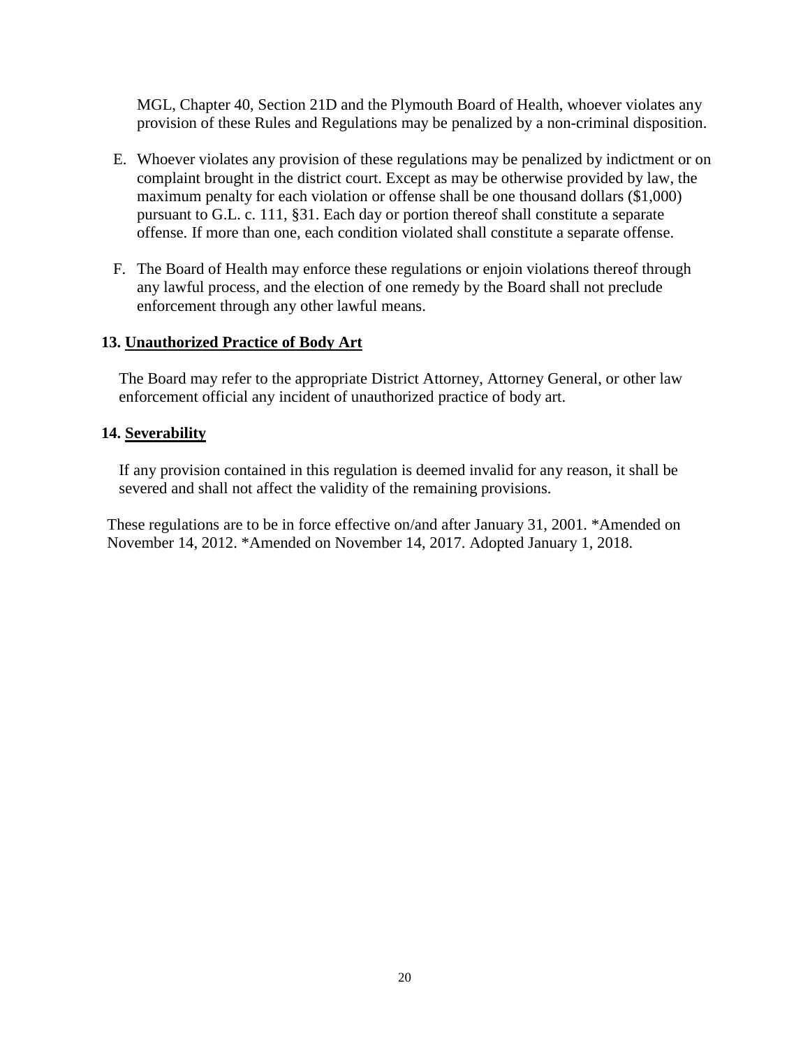MGL, Chapter 40, Section 21D and the Plymouth Board of Health, whoever violates any provision of these Rules and Regulations may be penalized by a non-criminal disposition.

E. Whoever violates any provision of these regulations may be penalized by indictment or on complaint brought in the district court. Except as may be otherwise provided by law, the maximum penalty for each violation or offense shall be one thousand dollars ($1,000) pursuant to G.L. c. 111, §31. Each day or portion thereof shall constitute a separate offense. If more than one, each condition violated shall constitute a separate offense.

F. The Board of Health may enforce these regulations or enjoin violations thereof through any lawful process, and the election of one remedy by the Board shall not preclude enforcement through any other lawful means.

**13. Unauthorized Practice of Body Art**

The Board may refer to the appropriate District Attorney, Attorney General, or other law enforcement official any incident of unauthorized practice of body art.

**14. Severability**

If any provision contained in this regulation is deemed invalid for any reason, it shall be severed and shall not affect the validity of the remaining provisions.

These regulations are to be in force effective on/and after January 31, 2001. *Amended on November 14, 2012. *Amended on November 14, 2017. Adopted January 1, 2018.